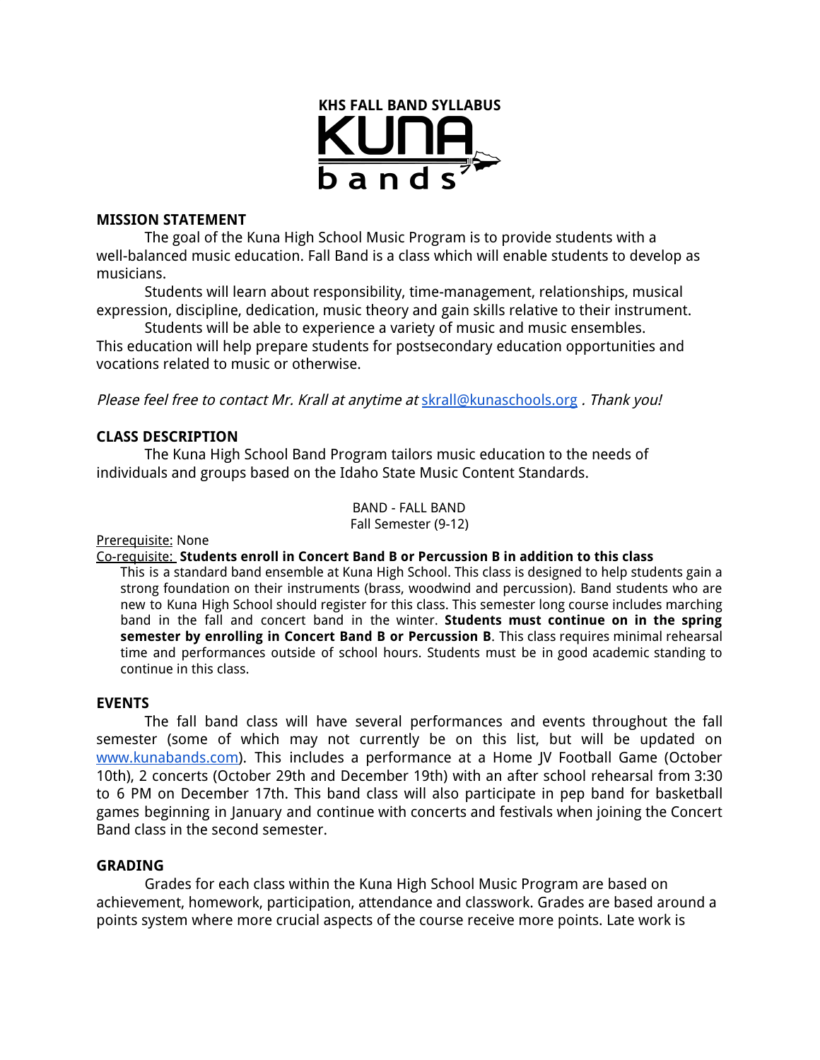# KHS FALL BAND SYLLABUS

KUNA bands

## MISSION STATEMENT

The goal of the Kuna High School Music Program is to provide students with a well-balanced music education. Fall Band is a class which will enable students to develop as musicians.

Students will learn about responsibility, time-management, relationships, musical expression, discipline, dedication, music theory and gain skills relative to their instrument.

Students will be able to experience a variety of music and music ensembles. This education will help prepare students for postsecondary education opportunities and vocations related to music or otherwise.

*Please feel free to contact Mr. Krall at anytime at* [skrall@kunaschools.org](mailto:skrall@kunaschools.org) *. Thank you!*

## CLASS DESCRIPTION

The Kuna High School Band Program tailors music education to the needs of individuals and groups based on the Idaho State Music Content Standards.

BAND - FALL BAND
Fall Semester (9-12)

Prerequisite: None
Co-requisite: **Students enroll in Concert Band B or Percussion B in addition to this class**

This is a standard band ensemble at Kuna High School. This class is designed to help students gain a strong foundation on their instruments (brass, woodwind and percussion). Band students who are new to Kuna High School should register for this class. This semester long course includes marching band in the fall and concert band in the winter. **Students must continue on in the spring semester by enrolling in Concert Band B or Percussion B**. This class requires minimal rehearsal time and performances outside of school hours. Students must be in good academic standing to continue in this class.

## EVENTS

The fall band class will have several performances and events throughout the fall semester (some of which may not currently be on this list, but will be updated on [www.kunabands.com](http://www.kunabands.com)). This includes a performance at a Home JV Football Game (October 10th), 2 concerts (October 29th and December 19th) with an after school rehearsal from 3:30 to 6 PM on December 17th. This band class will also participate in pep band for basketball games beginning in January and continue with concerts and festivals when joining the Concert Band class in the second semester.

## GRADING

Grades for each class within the Kuna High School Music Program are based on achievement, homework, participation, attendance and classwork. Grades are based around a points system where more crucial aspects of the course receive more points. Late work is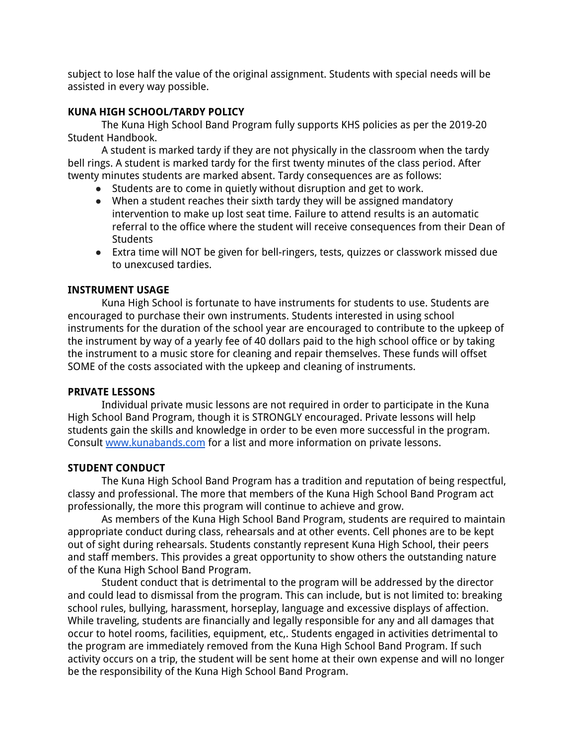subject to lose half the value of the original assignment. Students with special needs will be assisted in every way possible.

**KUNA HIGH SCHOOL/TARDY POLICY**

The Kuna High School Band Program fully supports KHS policies as per the 2019-20 Student Handbook.

A student is marked tardy if they are not physically in the classroom when the tardy bell rings. A student is marked tardy for the first twenty minutes of the class period. After twenty minutes students are marked absent. Tardy consequences are as follows:

- Students are to come in quietly without disruption and get to work.
- When a student reaches their sixth tardy they will be assigned mandatory intervention to make up lost seat time. Failure to attend results is an automatic referral to the office where the student will receive consequences from their Dean of Students
- Extra time will NOT be given for bell-ringers, tests, quizzes or classwork missed due to unexcused tardies.

**INSTRUMENT USAGE**

Kuna High School is fortunate to have instruments for students to use. Students are encouraged to purchase their own instruments. Students interested in using school instruments for the duration of the school year are encouraged to contribute to the upkeep of the instrument by way of a yearly fee of 40 dollars paid to the high school office or by taking the instrument to a music store for cleaning and repair themselves. These funds will offset SOME of the costs associated with the upkeep and cleaning of instruments.

**PRIVATE LESSONS**

Individual private music lessons are not required in order to participate in the Kuna High School Band Program, though it is STRONGLY encouraged. Private lessons will help students gain the skills and knowledge in order to be even more successful in the program. Consult [www.kunabands.com](http://www.kunabands.com) for a list and more information on private lessons.

**STUDENT CONDUCT**

The Kuna High School Band Program has a tradition and reputation of being respectful, classy and professional. The more that members of the Kuna High School Band Program act professionally, the more this program will continue to achieve and grow.

As members of the Kuna High School Band Program, students are required to maintain appropriate conduct during class, rehearsals and at other events. Cell phones are to be kept out of sight during rehearsals. Students constantly represent Kuna High School, their peers and staff members. This provides a great opportunity to show others the outstanding nature of the Kuna High School Band Program.

Student conduct that is detrimental to the program will be addressed by the director and could lead to dismissal from the program. This can include, but is not limited to: breaking school rules, bullying, harassment, horseplay, language and excessive displays of affection. While traveling, students are financially and legally responsible for any and all damages that occur to hotel rooms, facilities, equipment, etc,. Students engaged in activities detrimental to the program are immediately removed from the Kuna High School Band Program. If such activity occurs on a trip, the student will be sent home at their own expense and will no longer be the responsibility of the Kuna High School Band Program.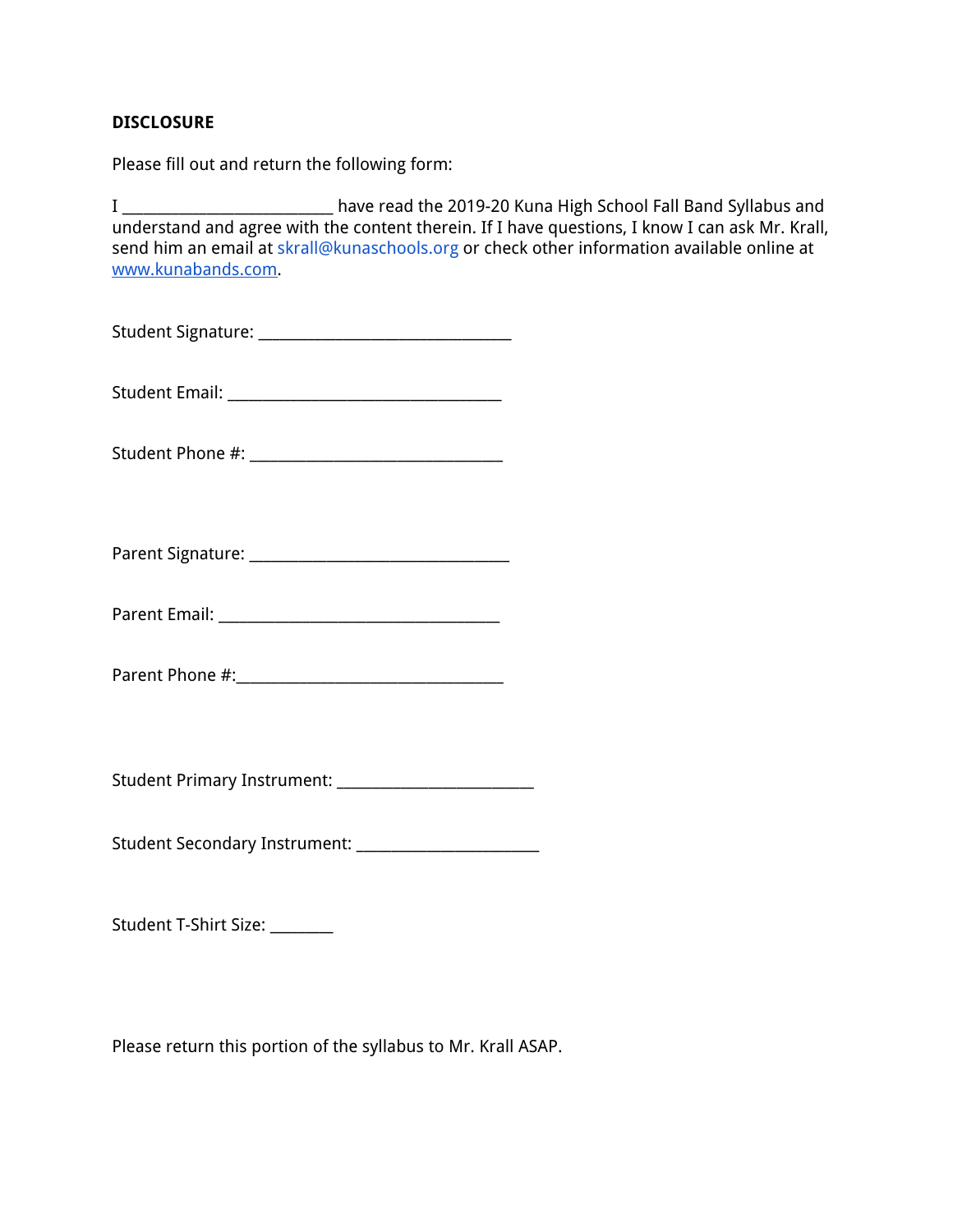**DISCLOSURE**

Please fill out and return the following form:

I _________________________ have read the 2019-20 Kuna High School Fall Band Syllabus and understand and agree with the content therein. If I have questions, I know I can ask Mr. Krall, send him an email at skrall@kunaschools.org or check other information available online at [www.kunabands.com](www.kunabands.com).

Student Signature: ______________________________

Student Email: ________________________________

Student Phone #: ______________________________

Parent Signature: ______________________________

Parent Email: _________________________________

Parent Phone #:_______________________________

Student Primary Instrument: _______________________

Student Secondary Instrument: _____________________

Student T-Shirt Size: _______

Please return this portion of the syllabus to Mr. Krall ASAP.